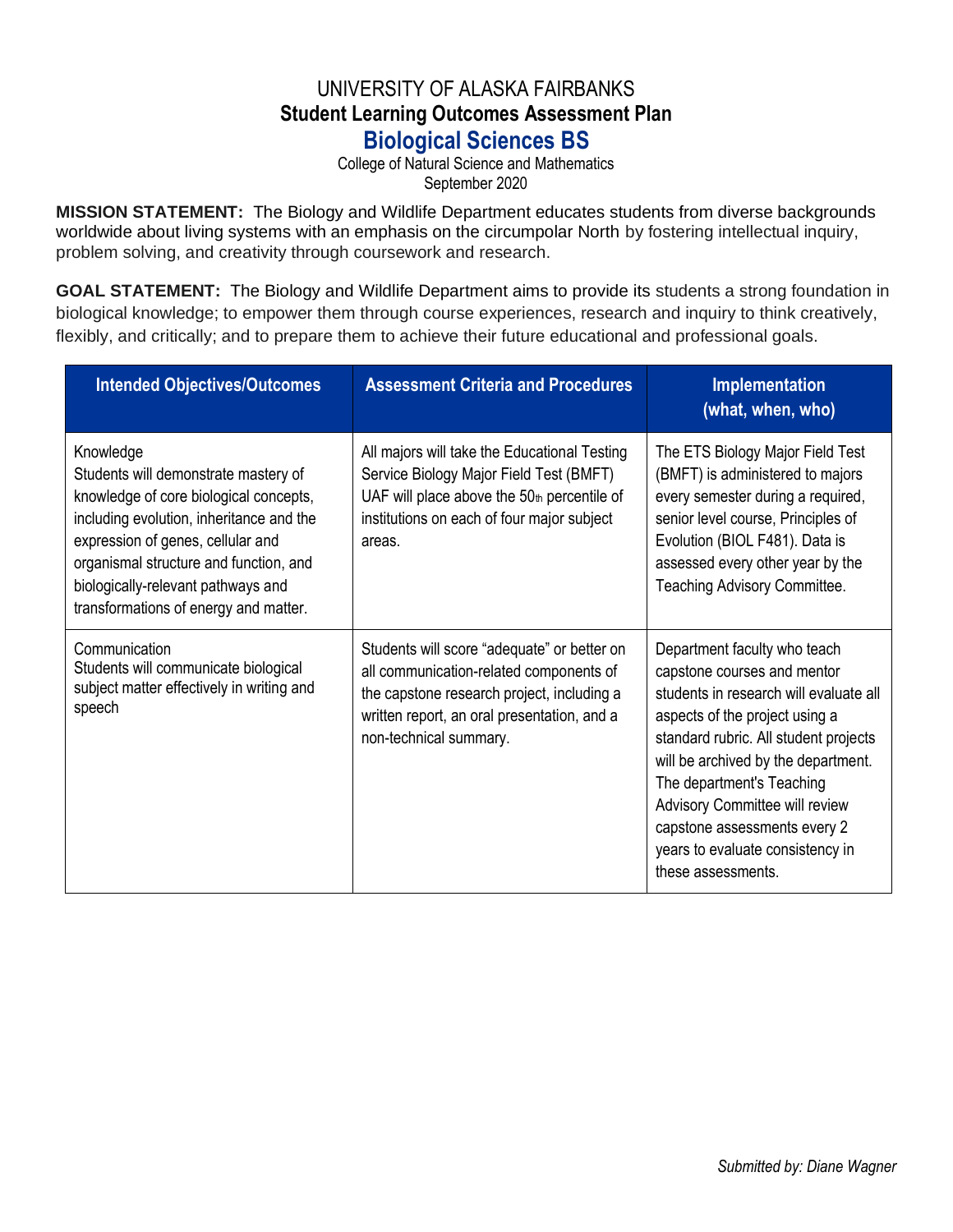# UNIVERSITY OF ALASKA FAIRBANKS

## Student Learning Outcomes Assessment Plan

## Biological Sciences BS

College of Natural Science and Mathematics

September 2020

**MISSION STATEMENT:** The Biology and Wildlife Department educates students from diverse backgrounds worldwide about living systems with an emphasis on the circumpolar North by fostering intellectual inquiry, problem solving, and creativity through coursework and research.

**GOAL STATEMENT:** The Biology and Wildlife Department aims to provide its students a strong foundation in biological knowledge; to empower them through course experiences, research and inquiry to think creatively, flexibly, and critically; and to prepare them to achieve their future educational and professional goals.

| Intended Objectives/Outcomes | Assessment Criteria and Procedures | Implementation (what, when, who) |
|---|---|---|
| Knowledge<br>Students will demonstrate mastery of knowledge of core biological concepts, including evolution, inheritance and the expression of genes, cellular and organismal structure and function, and biologically-relevant pathways and transformations of energy and matter. | All majors will take the Educational Testing Service Biology Major Field Test (BMFT) UAF will place above the 50th percentile of institutions on each of four major subject areas. | The ETS Biology Major Field Test (BMFT) is administered to majors every semester during a required, senior level course, Principles of Evolution (BIOL F481). Data is assessed every other year by the Teaching Advisory Committee. |
| Communication<br>Students will communicate biological subject matter effectively in writing and speech | Students will score "adequate" or better on all communication-related components of the capstone research project, including a written report, an oral presentation, and a non-technical summary. | Department faculty who teach capstone courses and mentor students in research will evaluate all aspects of the project using a standard rubric. All student projects will be archived by the department. The department's Teaching Advisory Committee will review capstone assessments every 2 years to evaluate consistency in these assessments. |

*Submitted by: Diane Wagner*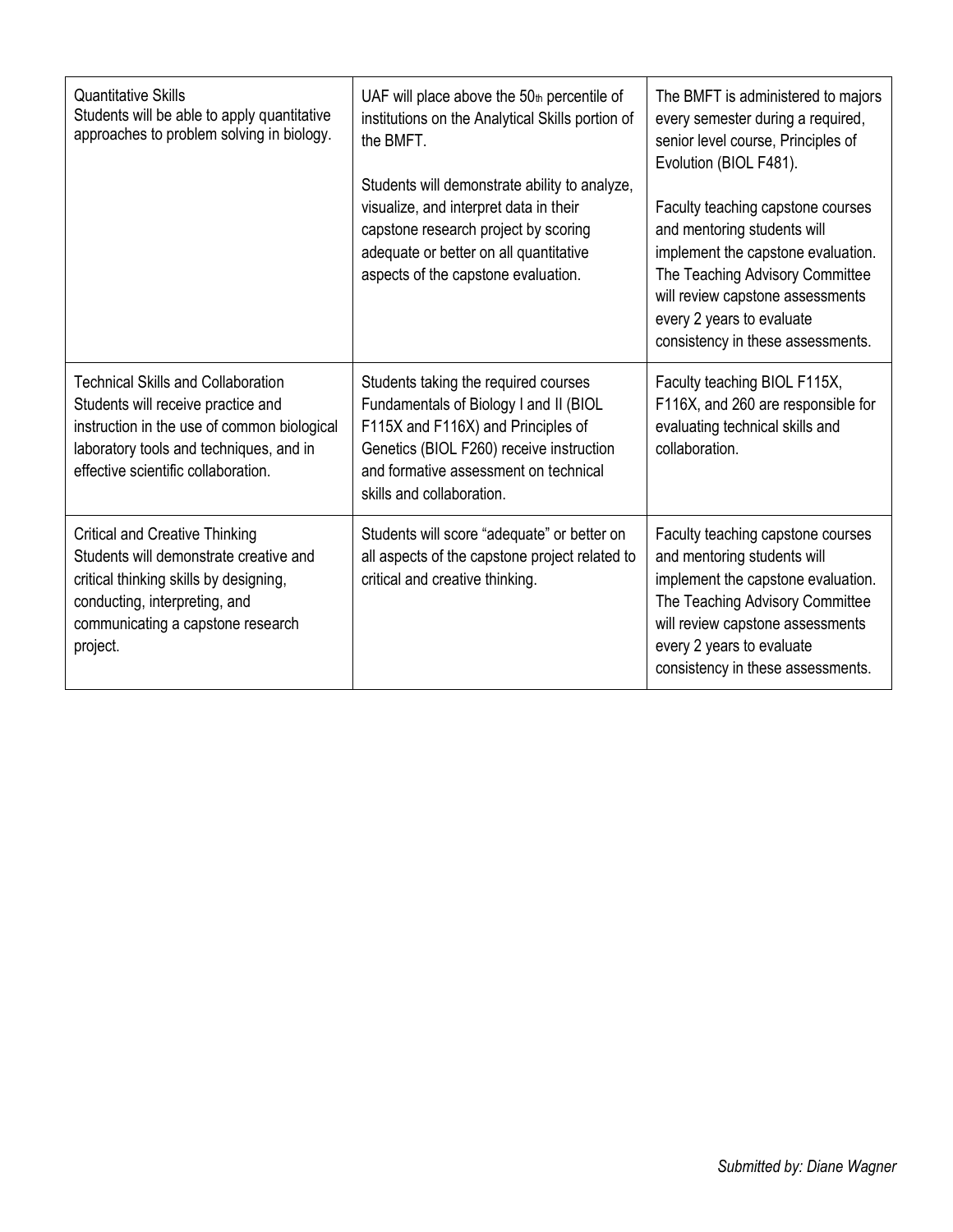| | | |
|---|---|---|
| Quantitative Skills<br>Students will be able to apply quantitative approaches to problem solving in biology. | UAF will place above the 50th percentile of institutions on the Analytical Skills portion of the BMFT.<br><br>Students will demonstrate ability to analyze, visualize, and interpret data in their capstone research project by scoring adequate or better on all quantitative aspects of the capstone evaluation. | The BMFT is administered to majors every semester during a required, senior level course, Principles of Evolution (BIOL F481).<br><br>Faculty teaching capstone courses and mentoring students will implement the capstone evaluation. The Teaching Advisory Committee will review capstone assessments every 2 years to evaluate consistency in these assessments. |
| Technical Skills and Collaboration<br>Students will receive practice and instruction in the use of common biological laboratory tools and techniques, and in effective scientific collaboration. | Students taking the required courses Fundamentals of Biology I and II (BIOL F115X and F116X) and Principles of Genetics (BIOL F260) receive instruction and formative assessment on technical skills and collaboration. | Faculty teaching BIOL F115X, F116X, and 260 are responsible for evaluating technical skills and collaboration. |
| Critical and Creative Thinking<br>Students will demonstrate creative and critical thinking skills by designing, conducting, interpreting, and communicating a capstone research project. | Students will score "adequate" or better on all aspects of the capstone project related to critical and creative thinking. | Faculty teaching capstone courses and mentoring students will implement the capstone evaluation. The Teaching Advisory Committee will review capstone assessments every 2 years to evaluate consistency in these assessments. |

*Submitted by: Diane Wagner*